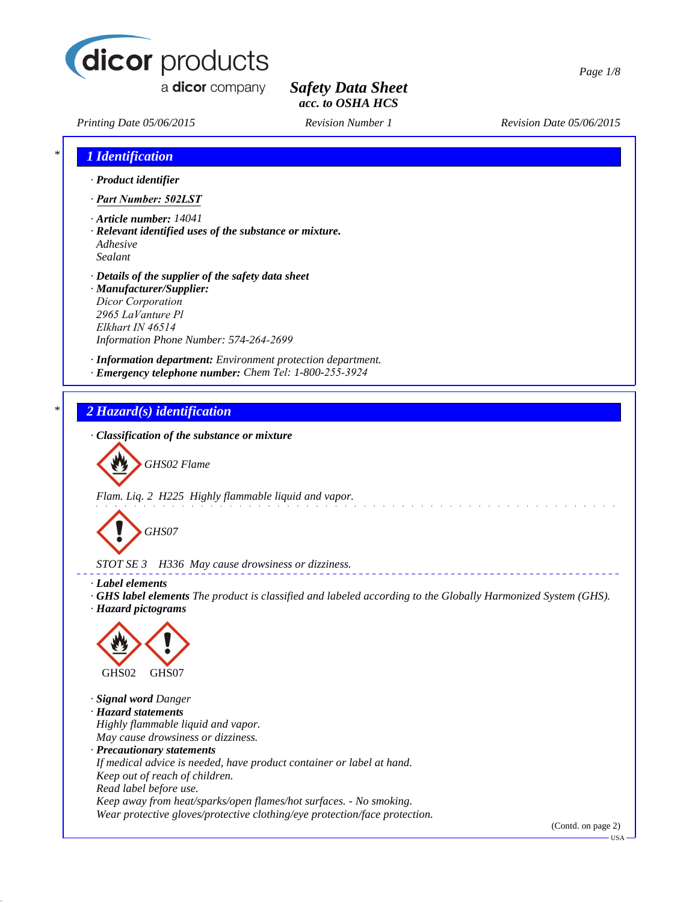dicor products
a dicor company

# Safety Data Sheet
**acc. to OSHA HCS**

Printing Date 05/06/2015 | Revision Number 1 | Revision Date 05/06/2015

## 1 Identification

· **Product identifier**

· **Part Number: 502LST**

· **Article number:** 14041

· **Relevant identified uses of the substance or mixture.**
Adhesive
Sealant

· **Details of the supplier of the safety data sheet**

· **Manufacturer/Supplier:**
Dicor Corporation
2965 LaVanture Pl
Elkhart IN 46514
Information Phone Number: 574-264-2699

· **Information department:** Environment protection department.

· **Emergency telephone number:** Chem Tel: 1-800-255-3924

## 2 Hazard(s) identification

· **Classification of the substance or mixture**

GHS02 Flame

Flam. Liq. 2 H225 Highly flammable liquid and vapor.

GHS07

STOT SE 3 H336 May cause drowsiness or dizziness.

· **Label elements**

· **GHS label elements** The product is classified and labeled according to the Globally Harmonized System (GHS).

· **Hazard pictograms**

GHS02 GHS07

· **Signal word** Danger

· **Hazard statements**
Highly flammable liquid and vapor.
May cause drowsiness or dizziness.

· **Precautionary statements**
If medical advice is needed, have product container or label at hand.
Keep out of reach of children.
Read label before use.
Keep away from heat/sparks/open flames/hot surfaces. - No smoking.
Wear protective gloves/protective clothing/eye protection/face protection.

(Contd. on page 2)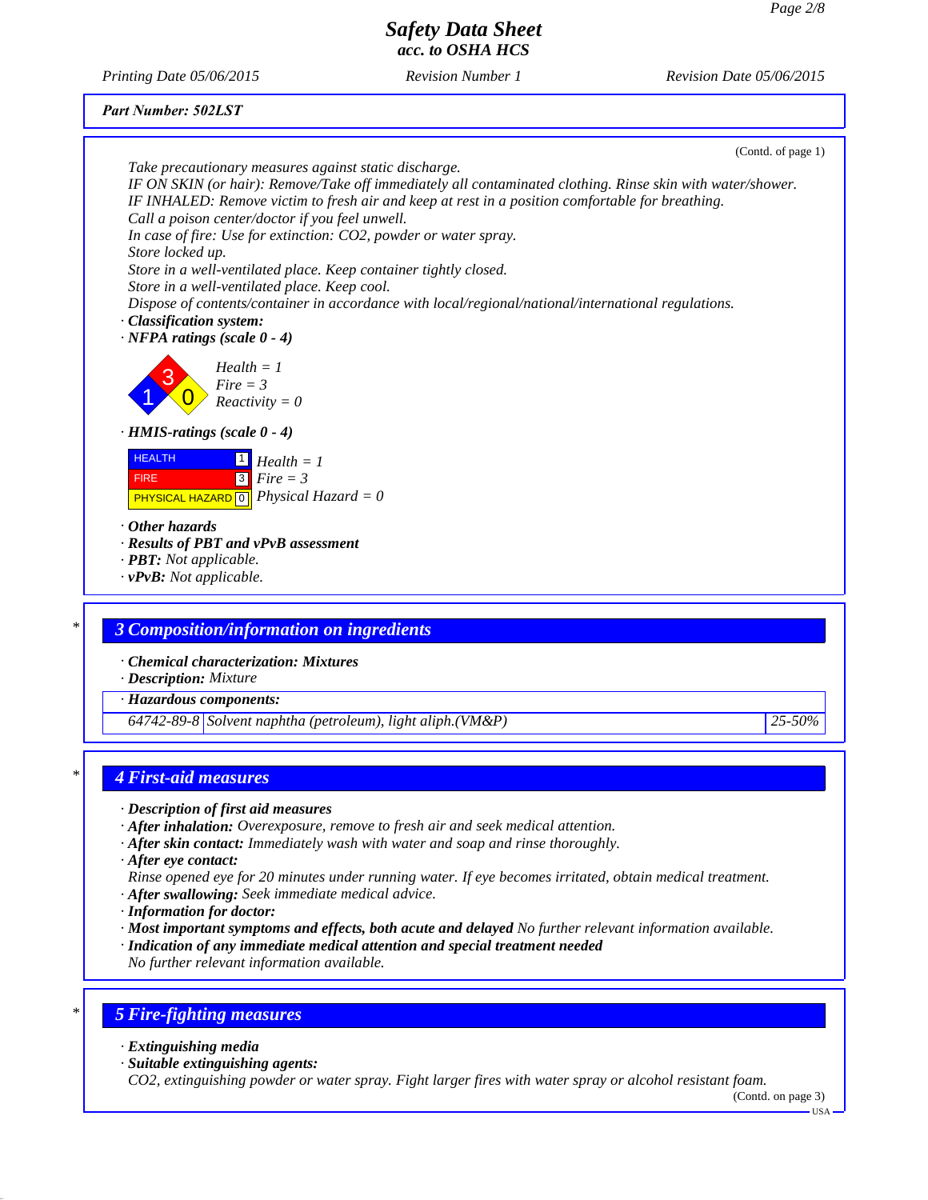Part Number: 502LST

(Contd. of page 1)

*Take precautionary measures against static discharge.*
*IF ON SKIN (or hair): Remove/Take off immediately all contaminated clothing. Rinse skin with water/shower.*
*IF INHALED: Remove victim to fresh air and keep at rest in a position comfortable for breathing.*
*Call a poison center/doctor if you feel unwell.*
*In case of fire: Use for extinction: $CO_2$, powder or water spray.*
*Store locked up.*
*Store in a well-ventilated place. Keep container tightly closed.*
*Store in a well-ventilated place. Keep cool.*
*Dispose of contents/container in accordance with local/regional/national/international regulations.*

· **Classification system:**
· **NFPA ratings (scale 0 - 4)**

Health = 1
Fire = 3
Reactivity = 0

· **HMIS-ratings (scale 0 - 4)**

| HMIS | Rating | |
|---|---|---|
| HEALTH | 1 | Health = 1 |
| FIRE | 3 | Fire = 3 |
| PHYSICAL HAZARD | 0 | Physical Hazard = 0 |

· **Other hazards**
· **Results of PBT and vPvB assessment**
· **PBT:** Not applicable.
· **vPvB:** Not applicable.

## * 3 Composition/information on ingredients

· **Chemical characterization: Mixtures**
· **Description:** Mixture

| · Hazardous components: | | |
|---|---|---|
| 64742-89-8 | Solvent naphtha (petroleum), light aliph.(VM&P) | 25-50% |

## * 4 First-aid measures

· **Description of first aid measures**
· **After inhalation:** Overexposure, remove to fresh air and seek medical attention.
· **After skin contact:** Immediately wash with water and soap and rinse thoroughly.
· **After eye contact:**
Rinse opened eye for 20 minutes under running water. If eye becomes irritated, obtain medical treatment.
· **After swallowing:** Seek immediate medical advice.
· **Information for doctor:**
· **Most important symptoms and effects, both acute and delayed** No further relevant information available.
· **Indication of any immediate medical attention and special treatment needed**
No further relevant information available.

## * 5 Fire-fighting measures

· **Extinguishing media**
· **Suitable extinguishing agents:**
$CO_2$, extinguishing powder or water spray. Fight larger fires with water spray or alcohol resistant foam.

(Contd. on page 3)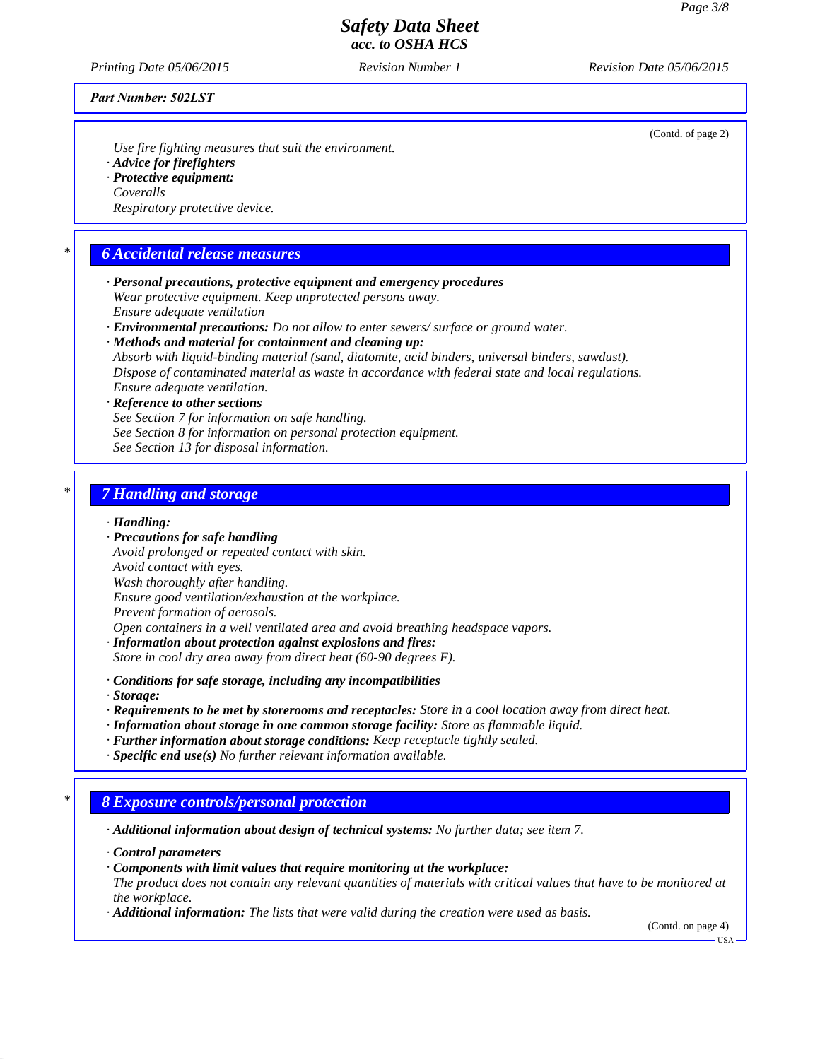(Contd. of page 2)

Use fire fighting measures that suit the environment.

· **Advice for firefighters**

· **Protective equipment:**

Coveralls

Respiratory protective device.

## 6 Accidental release measures

· **Personal precautions, protective equipment and emergency procedures**

Wear protective equipment. Keep unprotected persons away.

Ensure adequate ventilation

· **Environmental precautions:** Do not allow to enter sewers/ surface or ground water.

· **Methods and material for containment and cleaning up:**

Absorb with liquid-binding material (sand, diatomite, acid binders, universal binders, sawdust).

Dispose of contaminated material as waste in accordance with federal state and local regulations.

Ensure adequate ventilation.

· **Reference to other sections**

See Section 7 for information on safe handling.

See Section 8 for information on personal protection equipment.

See Section 13 for disposal information.

## 7 Handling and storage

· **Handling:**

· **Precautions for safe handling**

Avoid prolonged or repeated contact with skin.

Avoid contact with eyes.

Wash thoroughly after handling.

Ensure good ventilation/exhaustion at the workplace.

Prevent formation of aerosols.

Open containers in a well ventilated area and avoid breathing headspace vapors.

· **Information about protection against explosions and fires:**

Store in cool dry area away from direct heat (60-90 degrees F).

· **Conditions for safe storage, including any incompatibilities**

· **Storage:**

· **Requirements to be met by storerooms and receptacles:** Store in a cool location away from direct heat.

· **Information about storage in one common storage facility:** Store as flammable liquid.

· **Further information about storage conditions:** Keep receptacle tightly sealed.

· **Specific end use(s)** No further relevant information available.

## 8 Exposure controls/personal protection

· **Additional information about design of technical systems:** No further data; see item 7.

· **Control parameters**

· **Components with limit values that require monitoring at the workplace:**

The product does not contain any relevant quantities of materials with critical values that have to be monitored at the workplace.

· **Additional information:** The lists that were valid during the creation were used as basis.

(Contd. on page 4)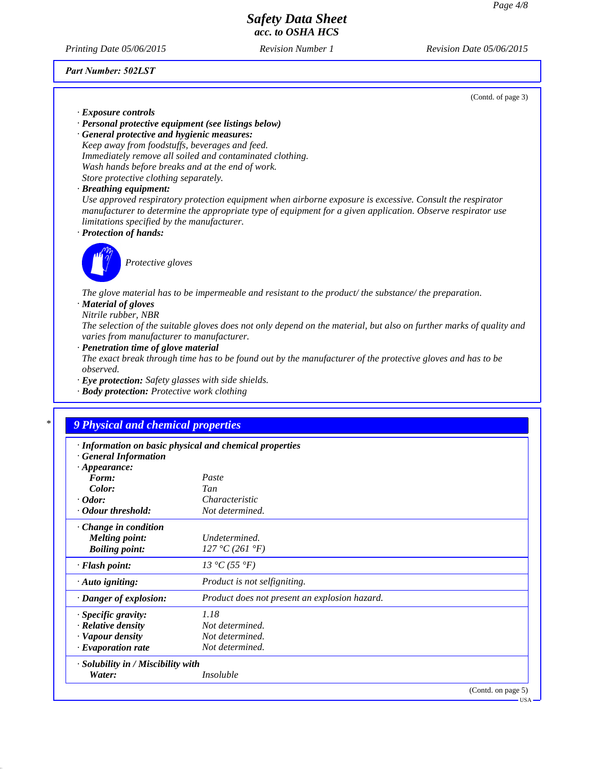Part Number: 502LST

(Contd. of page 3)

· **Exposure controls**
· **Personal protective equipment (see listings below)**
· **General protective and hygienic measures:**
Keep away from foodstuffs, beverages and feed.
Immediately remove all soiled and contaminated clothing.
Wash hands before breaks and at the end of work.
Store protective clothing separately.
· **Breathing equipment:**
Use approved respiratory protection equipment when airborne exposure is excessive. Consult the respirator manufacturer to determine the appropriate type of equipment for a given application. Observe respirator use limitations specified by the manufacturer.
· **Protection of hands:**

Protective gloves

The glove material has to be impermeable and resistant to the product/ the substance/ the preparation.
· **Material of gloves**
Nitrile rubber, NBR
The selection of the suitable gloves does not only depend on the material, but also on further marks of quality and varies from manufacturer to manufacturer.
· **Penetration time of glove material**
The exact break through time has to be found out by the manufacturer of the protective gloves and has to be observed.
· **Eye protection:** Safety glasses with side shields.
· **Body protection:** Protective work clothing

## 9 Physical and chemical properties

· **Information on basic physical and chemical properties**
· **General Information**

| Property | Value |
|---|---|
| · **Appearance:** | |
| **Form:** | Paste |
| **Color:** | Tan |
| · **Odor:** | Characteristic |
| · **Odour threshold:** | Not determined. |
| · **Change in condition** | |
| **Melting point:** | Undetermined. |
| **Boiling point:** | 127 °C (261 °F) |
| · **Flash point:** | 13 °C (55 °F) |
| · **Auto igniting:** | Product is not selfigniting. |
| · **Danger of explosion:** | Product does not present an explosion hazard. |
| · **Specific gravity:** | 1.18 |
| · **Relative density** | Not determined. |
| · **Vapour density** | Not determined. |
| · **Evaporation rate** | Not determined. |
| · **Solubility in / Miscibility with** | |
| **Water:** | Insoluble |

(Contd. on page 5)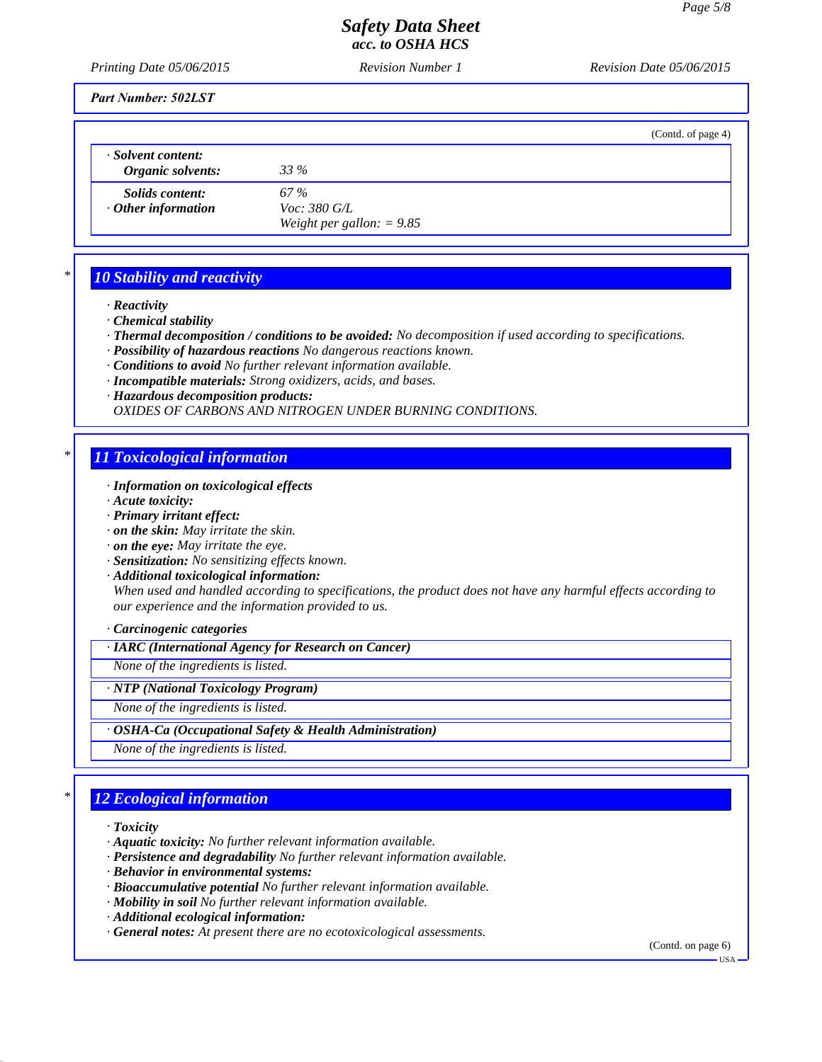*Part Number: 502LST*

(Contd. of page 4)

· **Solvent content:**

| | |
|---|---|
| **Organic solvents:** | 33 % |
| **Solids content:** | 67 % |
| · **Other information** | Voc: 380 G/L<br>Weight per gallon: = 9.85 |

## 10 Stability and reactivity

· **Reactivity**
· **Chemical stability**
· **Thermal decomposition / conditions to be avoided:** No decomposition if used according to specifications.
· **Possibility of hazardous reactions** No dangerous reactions known.
· **Conditions to avoid** No further relevant information available.
· **Incompatible materials:** Strong oxidizers, acids, and bases.
· **Hazardous decomposition products:**
OXIDES OF CARBONS AND NITROGEN UNDER BURNING CONDITIONS.

## 11 Toxicological information

· **Information on toxicological effects**
· **Acute toxicity:**
· **Primary irritant effect:**
· **on the skin:** May irritate the skin.
· **on the eye:** May irritate the eye.
· **Sensitization:** No sensitizing effects known.
· **Additional toxicological information:**
When used and handled according to specifications, the product does not have any harmful effects according to our experience and the information provided to us.

· **Carcinogenic categories**

· **IARC (International Agency for Research on Cancer)**
None of the ingredients is listed.

· **NTP (National Toxicology Program)**
None of the ingredients is listed.

· **OSHA-Ca (Occupational Safety & Health Administration)**
None of the ingredients is listed.

## 12 Ecological information

· **Toxicity**
· **Aquatic toxicity:** No further relevant information available.
· **Persistence and degradability** No further relevant information available.
· **Behavior in environmental systems:**
· **Bioaccumulative potential** No further relevant information available.
· **Mobility in soil** No further relevant information available.
· **Additional ecological information:**
· **General notes:** At present there are no ecotoxicological assessments.

(Contd. on page 6)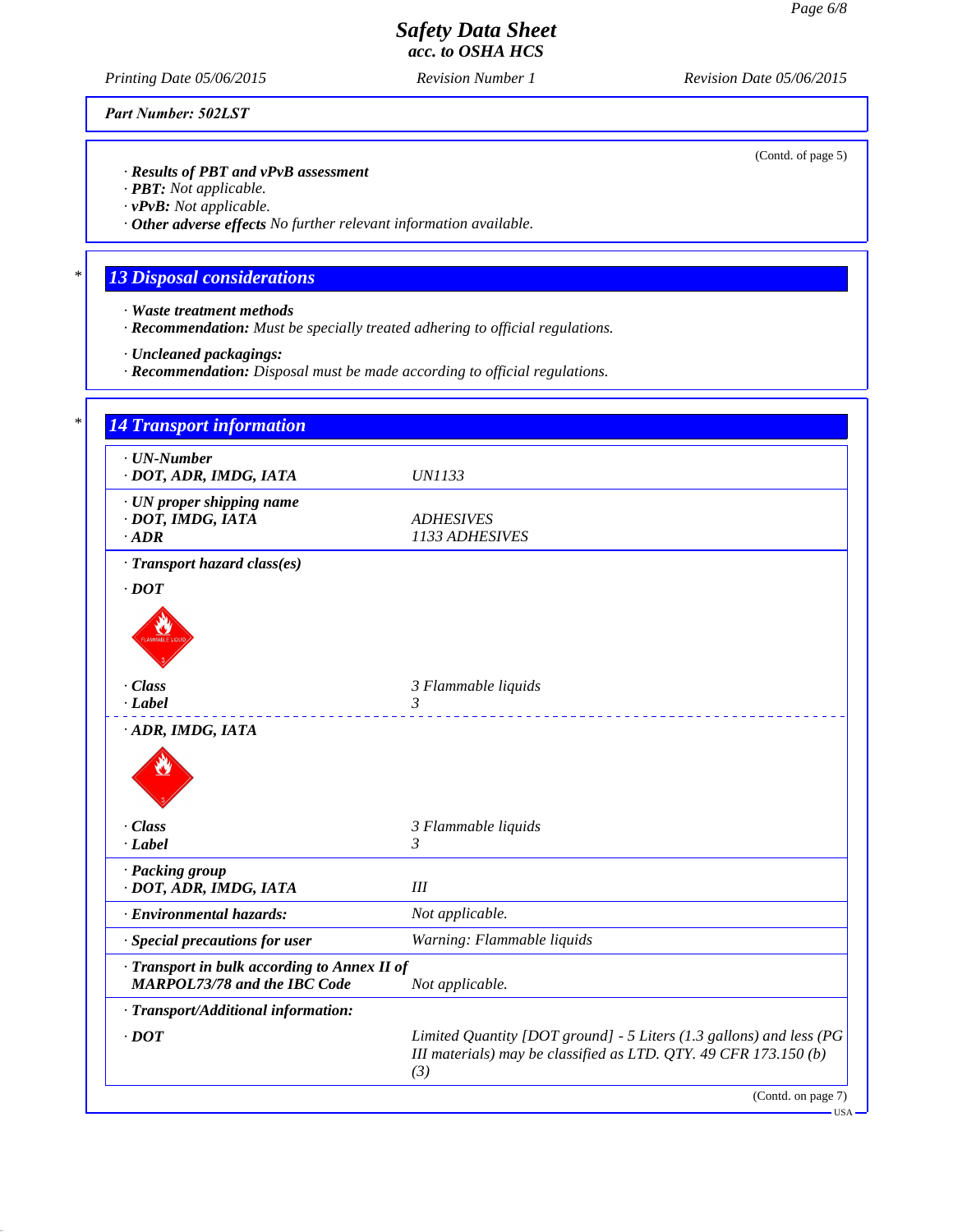Part Number: 502LST

(Contd. of page 5)

· **Results of PBT and vPvB assessment**
· **PBT:** Not applicable.
· **vPvB:** Not applicable.
· **Other adverse effects** No further relevant information available.

## 13 Disposal considerations

· **Waste treatment methods**
· **Recommendation:** Must be specially treated adhering to official regulations.

· **Uncleaned packagings:**
· **Recommendation:** Disposal must be made according to official regulations.

## 14 Transport information

| | |
|---|---|
| · **UN-Number** | |
| · **DOT, ADR, IMDG, IATA** | UN1133 |
| · **UN proper shipping name** | |
| · **DOT, IMDG, IATA** | ADHESIVES |
| · **ADR** | 1133 ADHESIVES |
| · **Transport hazard class(es)** | |
| · **DOT** | |
| · **Class** | 3 Flammable liquids |
| · **Label** | 3 |
| · **ADR, IMDG, IATA** | |
| · **Class** | 3 Flammable liquids |
| · **Label** | 3 |
| · **Packing group** | |
| · **DOT, ADR, IMDG, IATA** | III |
| · **Environmental hazards:** | Not applicable. |
| · **Special precautions for user** | Warning: Flammable liquids |
| · **Transport in bulk according to Annex II of MARPOL73/78 and the IBC Code** | Not applicable. |
| · **Transport/Additional information:** | |
| · **DOT** | Limited Quantity [DOT ground] - 5 Liters (1.3 gallons) and less (PG III materials) may be classified as LTD. QTY. 49 CFR 173.150 (b) (3) |

(Contd. on page 7)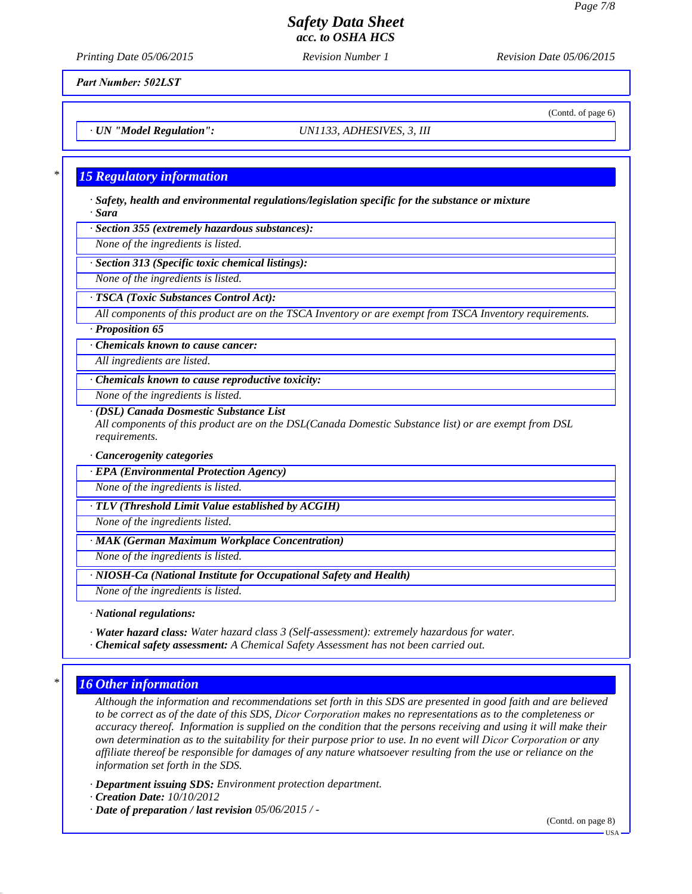**Part Number: 502LST**

(Contd. of page 6)

· **UN "Model Regulation":** UN1133, ADHESIVES, 3, III

## 15 Regulatory information

· **Safety, health and environmental regulations/legislation specific for the substance or mixture**
· **Sara**

· **Section 355 (extremely hazardous substances):**
None of the ingredients is listed.

· **Section 313 (Specific toxic chemical listings):**
None of the ingredients is listed.

· **TSCA (Toxic Substances Control Act):**
All components of this product are on the TSCA Inventory or are exempt from TSCA Inventory requirements.

· **Proposition 65**

· **Chemicals known to cause cancer:**
All ingredients are listed.

· **Chemicals known to cause reproductive toxicity:**
None of the ingredients is listed.

· **(DSL) Canada Dosmestic Substance List**
All components of this product are on the DSL(Canada Domestic Substance list) or are exempt from DSL requirements.

· **Cancerogenity categories**

· **EPA (Environmental Protection Agency)**
None of the ingredients is listed.

· **TLV (Threshold Limit Value established by ACGIH)**
None of the ingredients listed.

· **MAK (German Maximum Workplace Concentration)**
None of the ingredients is listed.

· **NIOSH-Ca (National Institute for Occupational Safety and Health)**
None of the ingredients is listed.

· **National regulations:**

· **Water hazard class:** Water hazard class 3 (Self-assessment): extremely hazardous for water.
· **Chemical safety assessment:** A Chemical Safety Assessment has not been carried out.

## 16 Other information

Although the information and recommendations set forth in this SDS are presented in good faith and are believed to be correct as of the date of this SDS, Dicor Corporation makes no representations as to the completeness or accuracy thereof. Information is supplied on the condition that the persons receiving and using it will make their own determination as to the suitability for their purpose prior to use. In no event will Dicor Corporation or any affiliate thereof be responsible for damages of any nature whatsoever resulting from the use or reliance on the information set forth in the SDS.

· **Department issuing SDS:** Environment protection department.
· **Creation Date:** 10/10/2012
· **Date of preparation / last revision** 05/06/2015 / -

(Contd. on page 8)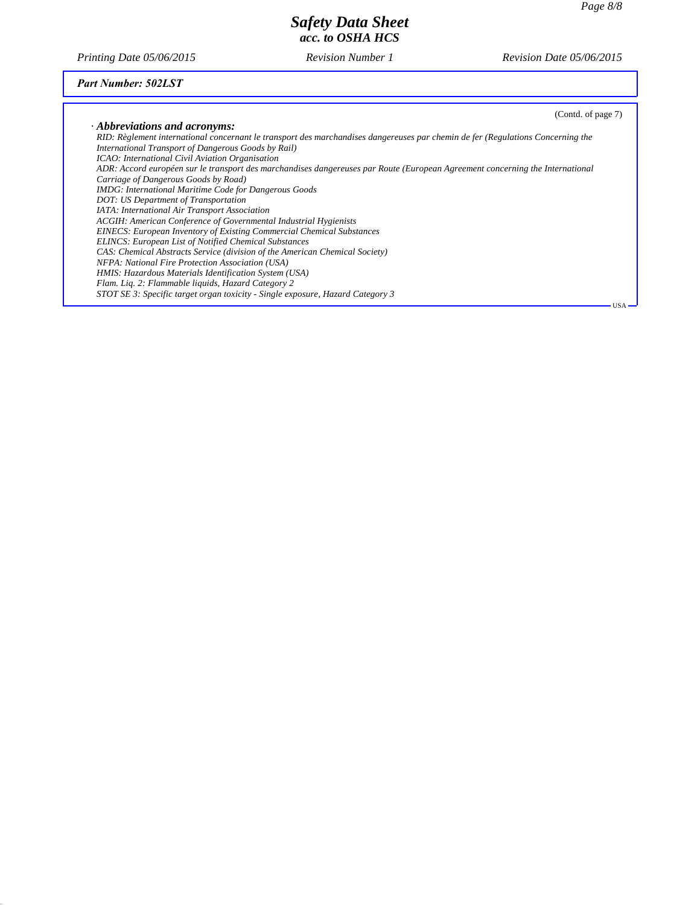**Part Number: 502LST**

(Contd. of page 7)

· ***Abbreviations and acronyms:***

*RID: Règlement international concernant le transport des marchandises dangereuses par chemin de fer (Regulations Concerning the International Transport of Dangerous Goods by Rail)*
*ICAO: International Civil Aviation Organisation*
*ADR: Accord européen sur le transport des marchandises dangereuses par Route (European Agreement concerning the International Carriage of Dangerous Goods by Road)*
*IMDG: International Maritime Code for Dangerous Goods*
*DOT: US Department of Transportation*
*IATA: International Air Transport Association*
*ACGIH: American Conference of Governmental Industrial Hygienists*
*EINECS: European Inventory of Existing Commercial Chemical Substances*
*ELINCS: European List of Notified Chemical Substances*
*CAS: Chemical Abstracts Service (division of the American Chemical Society)*
*NFPA: National Fire Protection Association (USA)*
*HMIS: Hazardous Materials Identification System (USA)*
*Flam. Liq. 2: Flammable liquids, Hazard Category 2*
*STOT SE 3: Specific target organ toxicity - Single exposure, Hazard Category 3*

USA